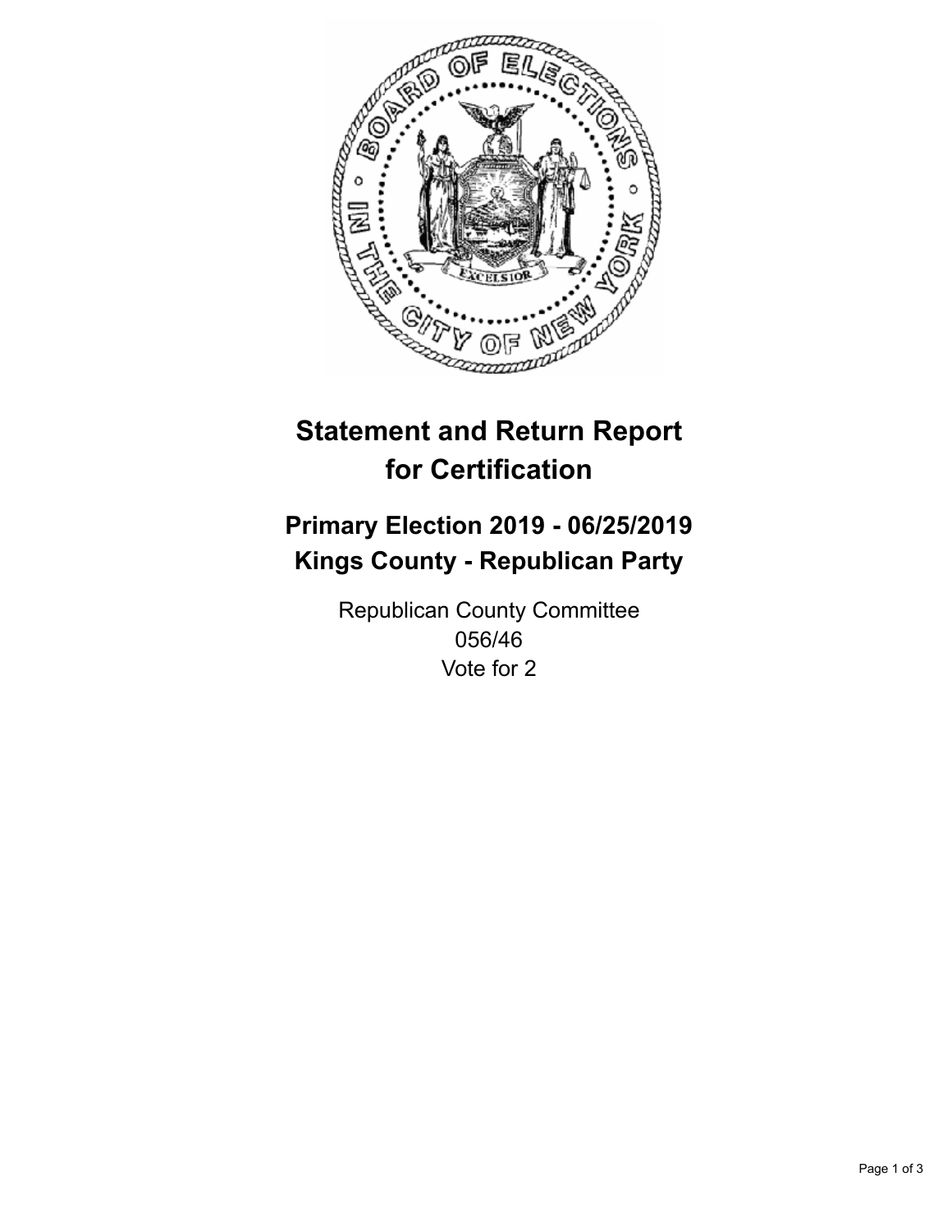# Statement and Return Report for Certification

## Primary Election 2019 - 06/25/2019
## Kings County - Republican Party

Republican County Committee
056/46
Vote for 2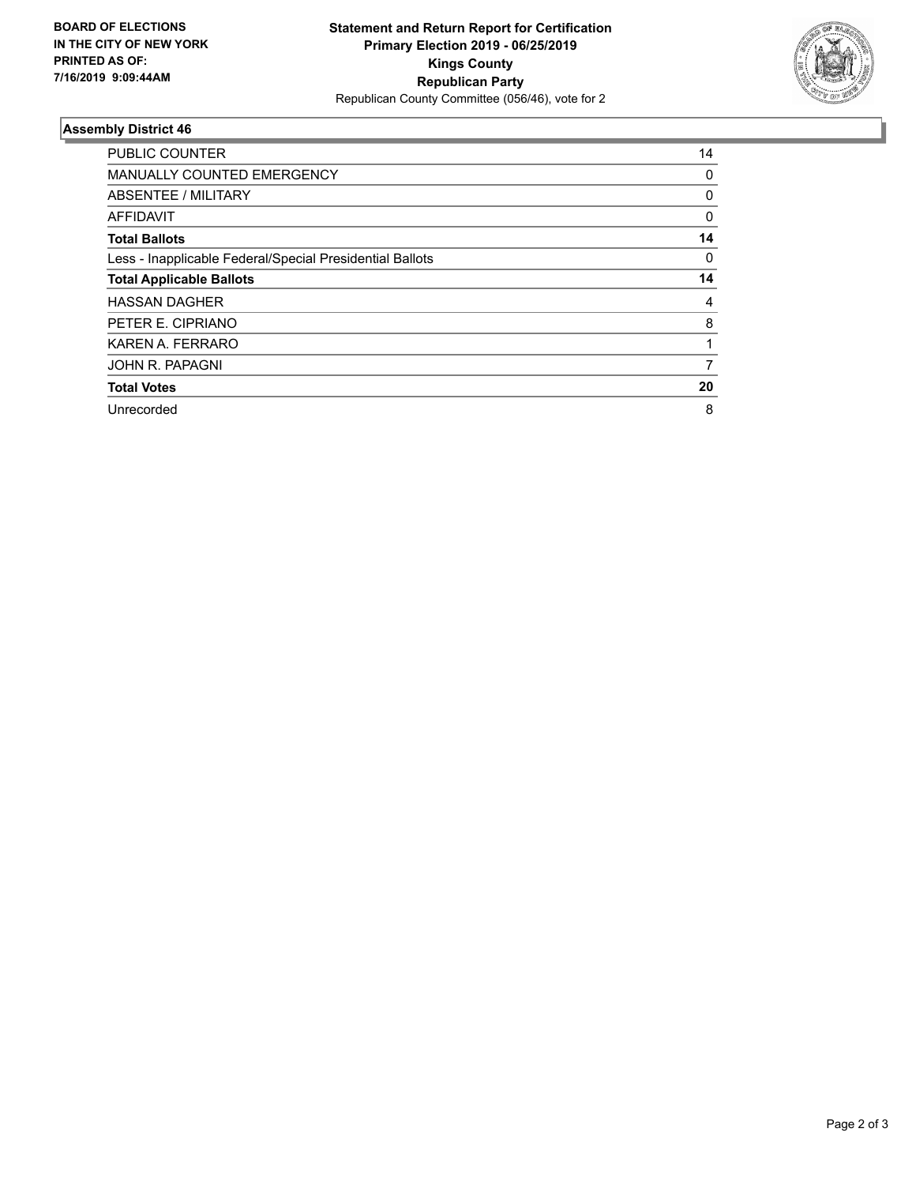**BOARD OF ELECTIONS IN THE CITY OF NEW YORK PRINTED AS OF: 7/16/2019 9:09:44AM**

**Statement and Return Report for Certification**
**Primary Election 2019 - 06/25/2019**
**Kings County**
**Republican Party**
Republican County Committee (056/46), vote for 2

### Assembly District 46

| | |
|---|---|
| PUBLIC COUNTER | 14 |
| MANUALLY COUNTED EMERGENCY | 0 |
| ABSENTEE / MILITARY | 0 |
| AFFIDAVIT | 0 |
| **Total Ballots** | **14** |
| Less - Inapplicable Federal/Special Presidential Ballots | 0 |
| **Total Applicable Ballots** | **14** |
| HASSAN DAGHER | 4 |
| PETER E. CIPRIANO | 8 |
| KAREN A. FERRARO | 1 |
| JOHN R. PAPAGNI | 7 |
| **Total Votes** | **20** |
| Unrecorded | 8 |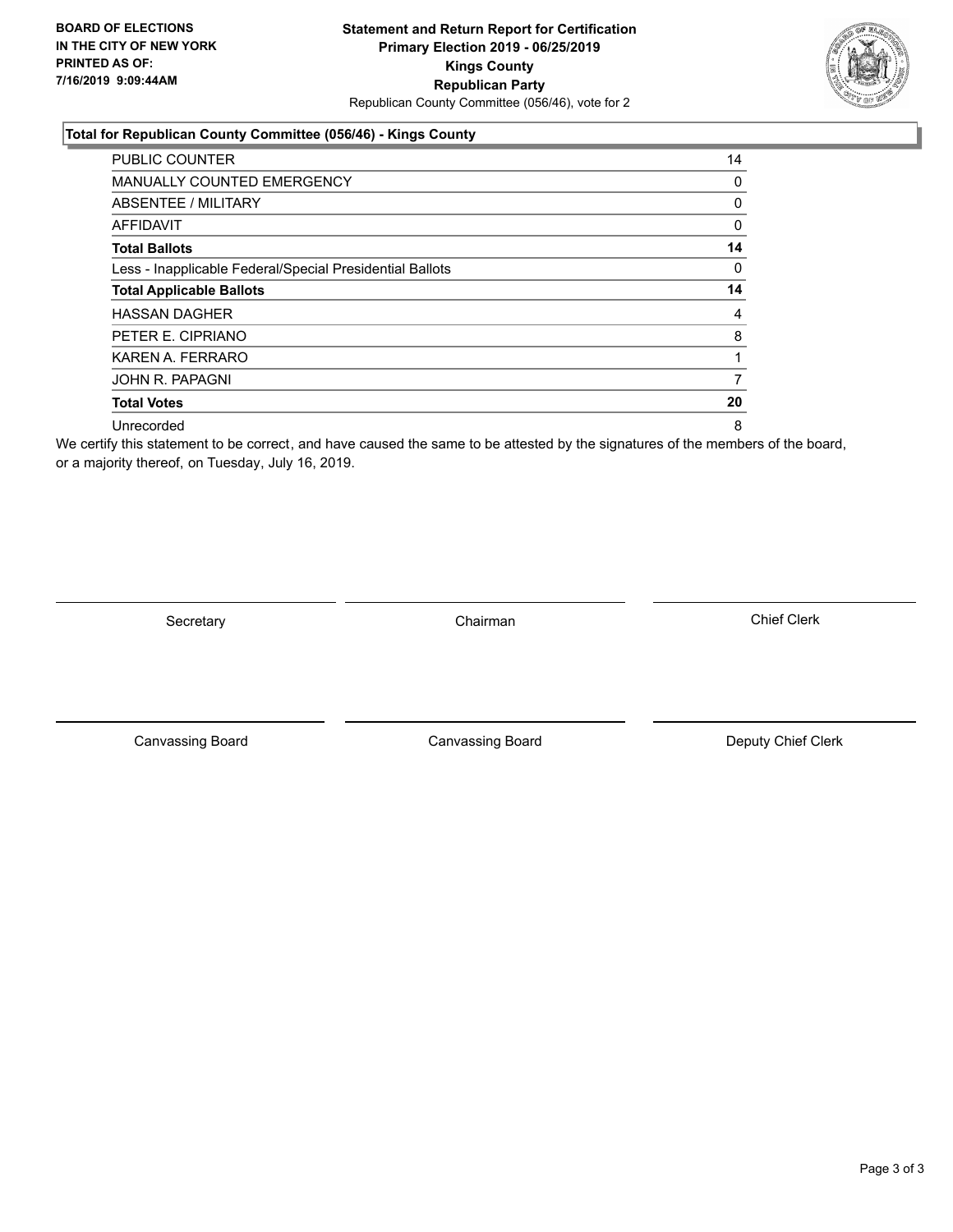**BOARD OF ELECTIONS IN THE CITY OF NEW YORK PRINTED AS OF: 7/16/2019 9:09:44AM**

**Statement and Return Report for Certification Primary Election 2019 - 06/25/2019 Kings County Republican Party**

Republican County Committee (056/46), vote for 2

**Total for Republican County Committee (056/46) - Kings County**

| | |
|---|---|
| PUBLIC COUNTER | 14 |
| MANUALLY COUNTED EMERGENCY | 0 |
| ABSENTEE / MILITARY | 0 |
| AFFIDAVIT | 0 |
| **Total Ballots** | **14** |
| Less - Inapplicable Federal/Special Presidential Ballots | 0 |
| **Total Applicable Ballots** | **14** |
| HASSAN DAGHER | 4 |
| PETER E. CIPRIANO | 8 |
| KAREN A. FERRARO | 1 |
| JOHN R. PAPAGNI | 7 |
| **Total Votes** | **20** |
| Unrecorded | 8 |

We certify this statement to be correct, and have caused the same to be attested by the signatures of the members of the board, or a majority thereof, on Tuesday, July 16, 2019.

Secretary

Chairman

Chief Clerk

Canvassing Board

Canvassing Board

Deputy Chief Clerk